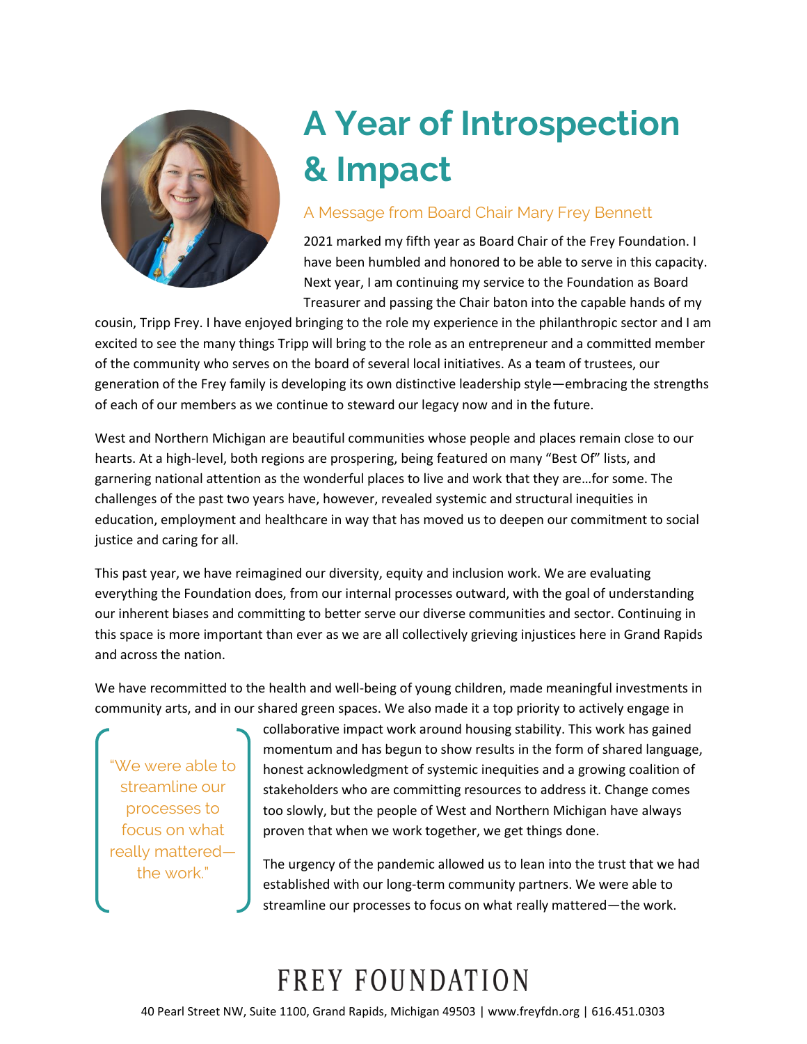# A Year of Introspection & Impact

## A Message from Board Chair Mary Frey Bennett

2021 marked my fifth year as Board Chair of the Frey Foundation. I have been humbled and honored to be able to serve in this capacity. Next year, I am continuing my service to the Foundation as Board Treasurer and passing the Chair baton into the capable hands of my cousin, Tripp Frey. I have enjoyed bringing to the role my experience in the philanthropic sector and I am excited to see the many things Tripp will bring to the role as an entrepreneur and a committed member of the community who serves on the board of several local initiatives. As a team of trustees, our generation of the Frey family is developing its own distinctive leadership style—embracing the strengths of each of our members as we continue to steward our legacy now and in the future.

West and Northern Michigan are beautiful communities whose people and places remain close to our hearts. At a high-level, both regions are prospering, being featured on many "Best Of" lists, and garnering national attention as the wonderful places to live and work that they are…for some. The challenges of the past two years have, however, revealed systemic and structural inequities in education, employment and healthcare in way that has moved us to deepen our commitment to social justice and caring for all.

This past year, we have reimagined our diversity, equity and inclusion work. We are evaluating everything the Foundation does, from our internal processes outward, with the goal of understanding our inherent biases and committing to better serve our diverse communities and sector. Continuing in this space is more important than ever as we are all collectively grieving injustices here in Grand Rapids and across the nation.

We have recommitted to the health and well-being of young children, made meaningful investments in community arts, and in our shared green spaces. We also made it a top priority to actively engage in collaborative impact work around housing stability. This work has gained momentum and has begun to show results in the form of shared language, honest acknowledgment of systemic inequities and a growing coalition of stakeholders who are committing resources to address it. Change comes too slowly, but the people of West and Northern Michigan have always proven that when we work together, we get things done.

> "We were able to streamline our processes to focus on what really mattered—the work."

The urgency of the pandemic allowed us to lean into the trust that we had established with our long-term community partners. We were able to streamline our processes to focus on what really mattered—the work.

FREY FOUNDATION

40 Pearl Street NW, Suite 1100, Grand Rapids, Michigan 49503 | www.freyfdn.org | 616.451.0303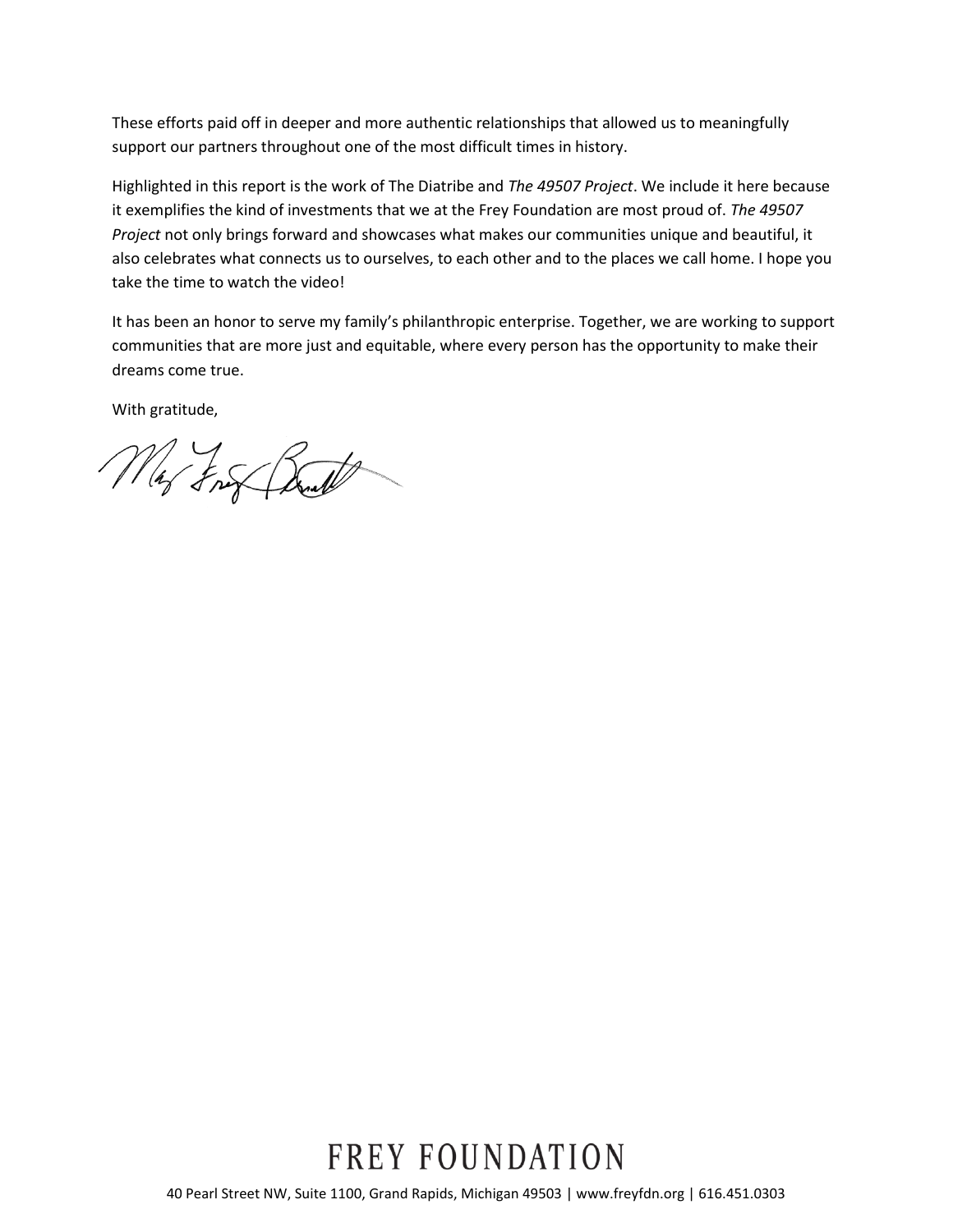These efforts paid off in deeper and more authentic relationships that allowed us to meaningfully support our partners throughout one of the most difficult times in history.

Highlighted in this report is the work of The Diatribe and *The 49507 Project*. We include it here because it exemplifies the kind of investments that we at the Frey Foundation are most proud of. *The 49507 Project* not only brings forward and showcases what makes our communities unique and beautiful, it also celebrates what connects us to ourselves, to each other and to the places we call home. I hope you take the time to watch the video!

It has been an honor to serve my family's philanthropic enterprise. Together, we are working to support communities that are more just and equitable, where every person has the opportunity to make their dreams come true.

With gratitude,

FREY FOUNDATION

40 Pearl Street NW, Suite 1100, Grand Rapids, Michigan 49503 | www.freyfdn.org | 616.451.0303